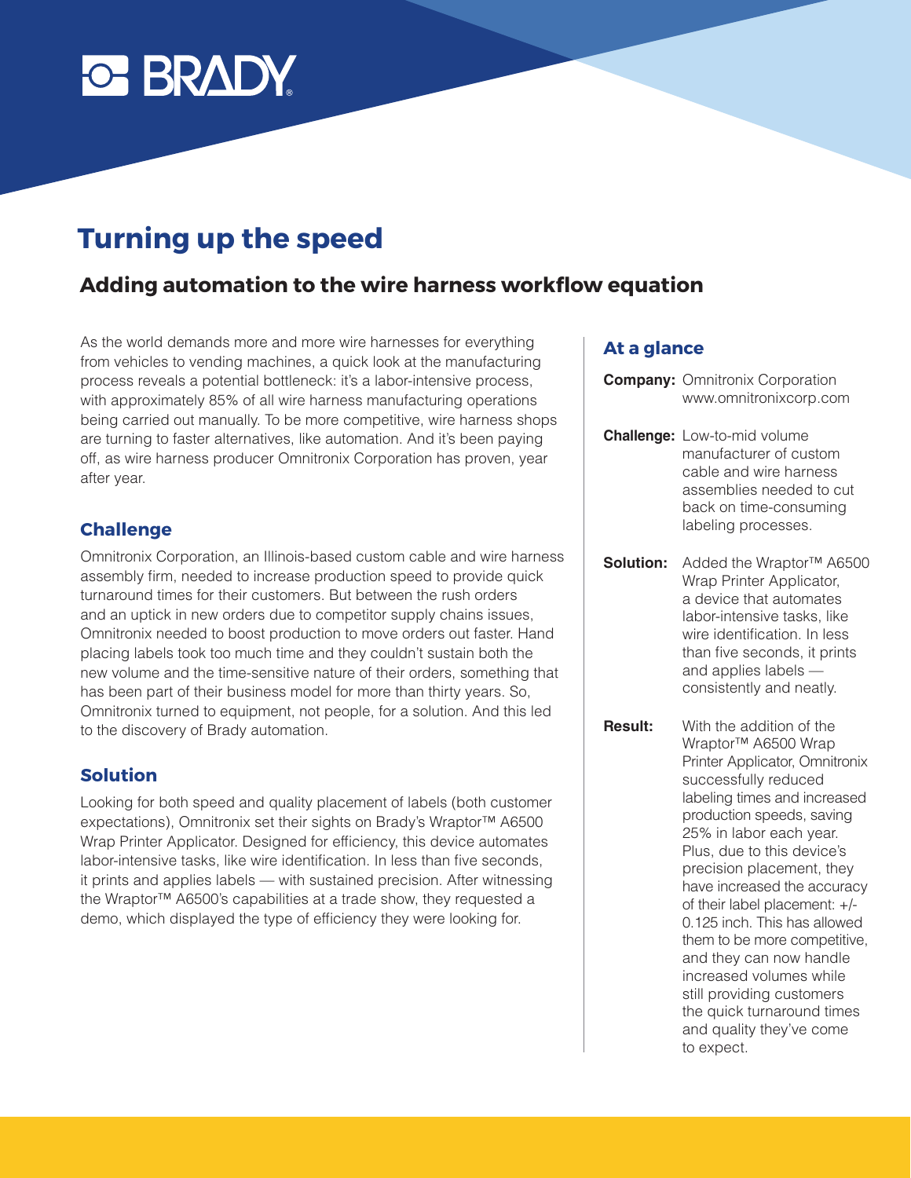BRADY

# Turning up the speed

## Adding automation to the wire harness workflow equation

As the world demands more and more wire harnesses for everything from vehicles to vending machines, a quick look at the manufacturing process reveals a potential bottleneck: it's a labor-intensive process, with approximately 85% of all wire harness manufacturing operations being carried out manually. To be more competitive, wire harness shops are turning to faster alternatives, like automation. And it's been paying off, as wire harness producer Omnitronix Corporation has proven, year after year.

### Challenge

Omnitronix Corporation, an Illinois-based custom cable and wire harness assembly firm, needed to increase production speed to provide quick turnaround times for their customers. But between the rush orders and an uptick in new orders due to competitor supply chains issues, Omnitronix needed to boost production to move orders out faster. Hand placing labels took too much time and they couldn't sustain both the new volume and the time-sensitive nature of their orders, something that has been part of their business model for more than thirty years. So, Omnitronix turned to equipment, not people, for a solution. And this led to the discovery of Brady automation.

### Solution

Looking for both speed and quality placement of labels (both customer expectations), Omnitronix set their sights on Brady's Wraptor™ A6500 Wrap Printer Applicator. Designed for efficiency, this device automates labor-intensive tasks, like wire identification. In less than five seconds, it prints and applies labels — with sustained precision. After witnessing the Wraptor™ A6500's capabilities at a trade show, they requested a demo, which displayed the type of efficiency they were looking for.

### At a glance

**Company:** Omnitronix Corporation
www.omnitronixcorp.com

**Challenge:** Low-to-mid volume manufacturer of custom cable and wire harness assemblies needed to cut back on time-consuming labeling processes.

**Solution:** Added the Wraptor™ A6500 Wrap Printer Applicator, a device that automates labor-intensive tasks, like wire identification. In less than five seconds, it prints and applies labels — consistently and neatly.

**Result:** With the addition of the Wraptor™ A6500 Wrap Printer Applicator, Omnitronix successfully reduced labeling times and increased production speeds, saving 25% in labor each year. Plus, due to this device's precision placement, they have increased the accuracy of their label placement: +/- 0.125 inch. This has allowed them to be more competitive, and they can now handle increased volumes while still providing customers the quick turnaround times and quality they've come to expect.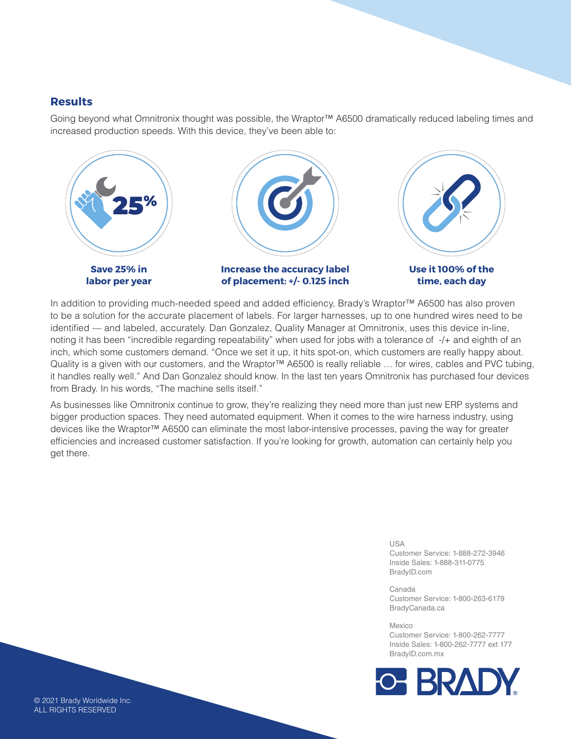## Results

Going beyond what Omnitronix thought was possible, the Wraptor™ A6500 dramatically reduced labeling times and increased production speeds. With this device, they've been able to:

25%

**Save 25% in labor per year**

**Increase the accuracy label of placement: +/- 0.125 inch**

**Use it 100% of the time, each day**

In addition to providing much-needed speed and added efficiency, Brady's Wraptor™ A6500 has also proven to be a solution for the accurate placement of labels. For larger harnesses, up to one hundred wires need to be identified — and labeled, accurately. Dan Gonzalez, Quality Manager at Omnitronix, uses this device in-line, noting it has been "incredible regarding repeatability" when used for jobs with a tolerance of -/+ and eighth of an inch, which some customers demand. "Once we set it up, it hits spot-on, which customers are really happy about. Quality is a given with our customers, and the Wraptor™ A6500 is really reliable … for wires, cables and PVC tubing, it handles really well." And Dan Gonzalez should know. In the last ten years Omnitronix has purchased four devices from Brady. In his words, "The machine sells itself."

As businesses like Omnitronix continue to grow, they're realizing they need more than just new ERP systems and bigger production spaces. They need automated equipment. When it comes to the wire harness industry, using devices like the Wraptor™ A6500 can eliminate the most labor-intensive processes, paving the way for greater efficiencies and increased customer satisfaction. If you're looking for growth, automation can certainly help you get there.

USA
Customer Service: 1-888-272-3946
Inside Sales: 1-888-311-0775
BradyID.com

Canada
Customer Service: 1-800-263-6179
BradyCanada.ca

Mexico
Customer Service: 1-800-262-7777
Inside Sales: 1-800-262-7777 ext 177
BradyID.com.mx

BRADY

© 2021 Brady Worldwide Inc.
ALL RIGHTS RESERVED